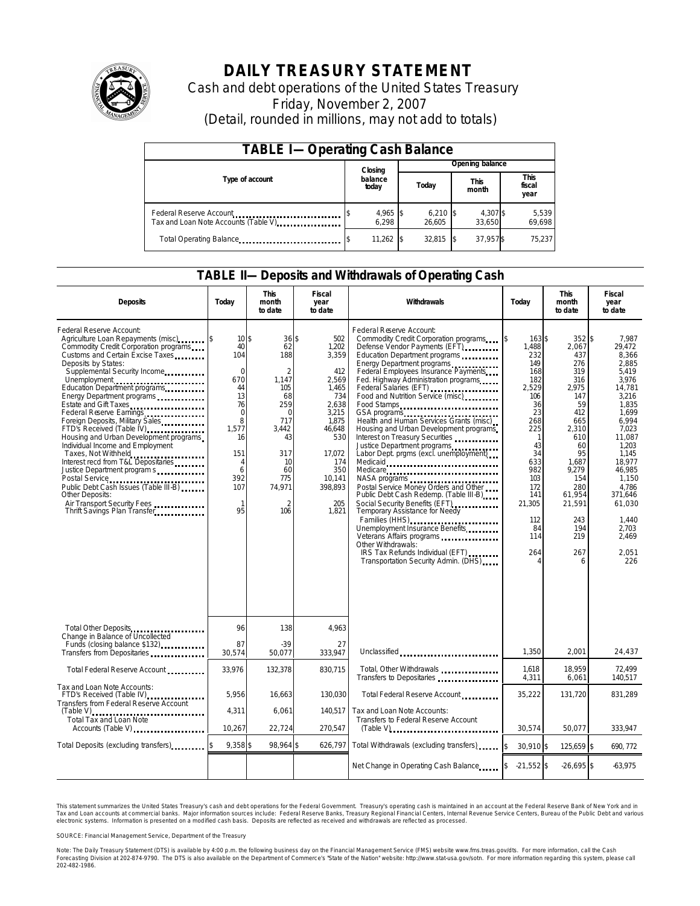# DAILY TREASURY STATEMENT

Cash and debt operations of the United States Treasury

Friday, November 2, 2007

(Detail, rounded in millions, may not add to totals)

## TABLE I—Operating Cash Balance

| Type of account | Closing balance today | Opening balance Today | Opening balance This month | Opening balance This fiscal year |
|---|---|---|---|---|
| Federal Reserve Account | $ 4,965 | $ 6,210 | $ 4,307 | $ 5,539 |
| Tax and Loan Note Accounts (Table V) | 6,298 | 26,605 | 33,650 | 69,698 |
| Total Operating Balance | $ 11,262 | $ 32,815 | $ 37,957 | $ 75,237 |

## TABLE II—Deposits and Withdrawals of Operating Cash

| Deposits | Today | This month to date | Fiscal year to date |
|---|---|---|---|
| Federal Reserve Account: | | | |
| Agriculture Loan Repayments (misc) | $ 10 | $ 36 | $ 502 |
| Commodity Credit Corporation programs | 40 | 62 | 1,202 |
| Customs and Certain Excise Taxes | 104 | 188 | 3,359 |
| Deposits by States: | | | |
| Supplemental Security Income | 0 | 2 | 412 |
| Unemployment | 670 | 1,147 | 2,569 |
| Education Department programs | 44 | 105 | 1,465 |
| Energy Department programs | 13 | 68 | 734 |
| Estate and Gift Taxes | 76 | 259 | 2,638 |
| Federal Reserve Earnings | 0 | 0 | 3,215 |
| Foreign Deposits, Military Sales | 8 | 717 | 1,875 |
| FTD's Received (Table IV) | 1,577 | 3,442 | 46,648 |
| Housing and Urban Development programs | 16 | 43 | 530 |
| Individual Income and Employment Taxes, Not Withheld | 151 | 317 | 17,072 |
| Interest recd from T&L Depositaries | 4 | 10 | 174 |
| Justice Department programs | 6 | 60 | 350 |
| Postal Service | 392 | 775 | 10,141 |
| Public Debt Cash Issues (Table III-B) | 107 | 74,971 | 398,893 |
| Other Deposits: | | | |
| Air Transport Security Fees | 1 | 2 | 205 |
| Thrift Savings Plan Transfer | 95 | 106 | 1,821 |
| Total Other Deposits | 96 | 138 | 4,963 |
| Change in Balance of Uncollected Funds (closing balance $132) | 87 | -39 | 27 |
| Transfers from Depositaries | 30,574 | 50,077 | 333,947 |
| Total Federal Reserve Account | 33,976 | 132,378 | 830,715 |
| Tax and Loan Note Accounts: | | | |
| FTD's Received (Table IV) | 5,956 | 16,663 | 130,030 |
| Transfers from Federal Reserve Account (Table V) | 4,311 | 6,061 | 140,517 |
| Total Tax and Loan Note Accounts (Table V) | 10,267 | 22,724 | 270,547 |
| Total Deposits (excluding transfers) | $ 9,358 | $ 98,964 | $ 626,797 |

| Withdrawals | Today | This month to date | Fiscal year to date |
|---|---|---|---|
| Federal Reserve Account: | | | |
| Commodity Credit Corporation programs | $ 163 | $ 352 | $ 7,987 |
| Defense Vendor Payments (EFT) | 1,488 | 2,067 | 29,472 |
| Education Department programs | 232 | 437 | 8,366 |
| Energy Department programs | 149 | 276 | 2,885 |
| Federal Employees Insurance Payments | 168 | 319 | 5,419 |
| Fed. Highway Administration programs | 182 | 316 | 3,976 |
| Federal Salaries (EFT) | 2,529 | 2,975 | 14,781 |
| Food and Nutrition Service (misc) | 106 | 147 | 3,216 |
| Food Stamps | 36 | 59 | 1,835 |
| GSA programs | 23 | 412 | 1,699 |
| Health and Human Services Grants (misc) | 268 | 665 | 6,994 |
| Housing and Urban Development programs | 225 | 2,310 | 7,023 |
| Interest on Treasury Securities | 1 | 610 | 11,087 |
| Justice Department programs | 43 | 60 | 1,203 |
| Labor Dept. prgms (excl. unemployment) | 34 | 95 | 1,145 |
| Medicaid | 633 | 1,687 | 18,977 |
| Medicare | 982 | 9,279 | 46,985 |
| NASA programs | 103 | 154 | 1,150 |
| Postal Service Money Orders and Other | 172 | 280 | 4,786 |
| Public Debt Cash Redemp. (Table III-B) | 141 | 61,954 | 371,646 |
| Social Security Benefits (EFT) | 21,305 | 21,591 | 61,030 |
| Temporary Assistance for Needy Families (HHS) | 112 | 243 | 1,440 |
| Unemployment Insurance Benefits | 84 | 194 | 2,703 |
| Veterans Affairs programs | 114 | 219 | 2,469 |
| Other Withdrawals: | | | |
| IRS Tax Refunds Individual (EFT) | 264 | 267 | 2,051 |
| Transportation Security Admin. (DHS) | 4 | 6 | 226 |
| Unclassified | 1,350 | 2,001 | 24,437 |
| Total, Other Withdrawals | 1,618 | 18,959 | 72,499 |
| Transfers to Depositaries | 4,311 | 6,061 | 140,517 |
| Total Federal Reserve Account | 35,222 | 131,720 | 831,289 |
| Tax and Loan Note Accounts: | | | |
| Transfers to Federal Reserve Account (Table V) | 30,574 | 50,077 | 333,947 |
| Total Withdrawals (excluding transfers) | $ 30,910 | $ 125,659 | $ 690,772 |
| Net Change in Operating Cash Balance | $ -21,552 | $ -26,695 | $ -63,975 |

This statement summarizes the United States Treasury's cash and debt operations for the Federal Government. Treasury's operating cash is maintained in an account at the Federal Reserve Bank of New York and in Tax and Loan accounts at commercial banks. Major information sources include: Federal Reserve Banks, Treasury Regional Financial Centers, Internal Revenue Service Centers, Bureau of the Public Debt and various electronic systems. Information is presented on a modified cash basis. Deposits are reflected as received and withdrawals are reflected as processed.

SOURCE: Financial Management Service, Department of the Treasury

Note: The Daily Treasury Statement (DTS) is available by 4:00 p.m. the following business day on the Financial Management Service (FMS) website www.fms.treas.gov/dts. For more information, call the Cash Forecasting Division at 202-874-9790. The DTS is also available on the Department of Commerce's "State of the Nation" website: http://www.stat-usa.gov/sotn. For more information regarding this system, please call 202-482-1986.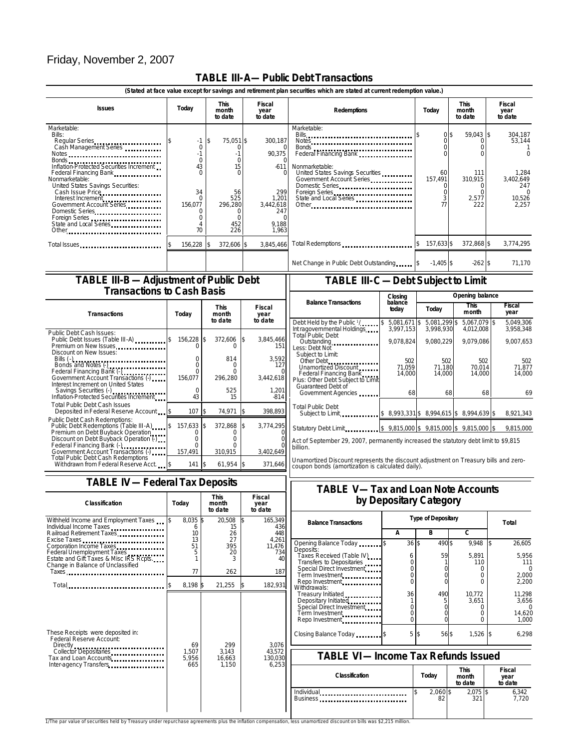Friday, November 2, 2007

## TABLE III-A— Public Debt Transactions

(Stated at face value except for savings and retirement plan securities which are stated at current redemption value.)

| Issues | Today | This month to date | Fiscal year to date | Redemptions | Today | This month to date | Fiscal year to date |
|---|---|---|---|---|---|---|---|
| Marketable: | | | | Marketable: | | | |
| Bills: | | | | Bills | $ 0 | $ 59,043 | $ 304,187 |
| Regular Series | $ -1 | $ 75,051 | $ 300,187 | Notes | 0 | 0 | 53,144 |
| Cash Management Series | 0 | 0 | 0 | Bonds | 0 | 0 | 1 |
| Notes | -1 | -1 | 90,375 | Federal Financing Bank | 0 | 0 | 0 |
| Bonds | 0 | 0 | 0 | | | | |
| Inflation-Protected Securities Increment | 43 | 15 | -611 | Nonmarketable: | | | |
| Federal Financing Bank | 0 | 0 | 0 | United States Savings Securities | 60 | 111 | 1,284 |
| Nonmarketable: | | | | Government Account Series | 157,491 | 310,915 | 3,402,649 |
| United States Savings Securities: | | | | Domestic Series | 0 | 0 | 247 |
| Cash Issue Price | 34 | 56 | 299 | Foreign Series | 0 | 0 | 0 |
| Interest Increment | 0 | 525 | 1,201 | State and Local Series | 3 | 2,577 | 10,526 |
| Government Account Series | 156,077 | 296,280 | 3,442,618 | Other | 77 | 222 | 2,257 |
| Domestic Series | 0 | 0 | 247 | | | | |
| Foreign Series | 0 | 0 | 0 | | | | |
| State and Local Series | 4 | 452 | 9,188 | | | | |
| Other | 70 | 226 | 1,963 | | | | |
| Total Issues | $ 156,228 | $ 372,606 | $ 3,845,466 | Total Redemptions | $ 157,633 | $ 372,868 | $ 3,774,295 |
| | | | | Net Change in Public Debt Outstanding | $ -1,405 | $ -262 | $ 71,170 |

## TABLE III-B — Adjustment of Public Debt Transactions to Cash Basis

| Transactions | Today | This month to date | Fiscal year to date |
|---|---|---|---|
| Public Debt Cash Issues: | | | |
| Public Debt Issues (Table III-A) | $ 156,228 | $ 372,606 | $ 3,845,466 |
| Premium on New Issues | 0 | 0 | 151 |
| Discount on New Issues: | | | |
| Bills (-) | 0 | 814 | 3,592 |
| Bonds and Notes (-) | 0 | 0 | 127 |
| Federal Financing Bank (-) | 0 | 0 | 0 |
| Government Account Transactions (-) | 156,077 | 296,280 | 3,442,618 |
| Interest Increment on United States Savings Securities (-) | 0 | 525 | 1,201 |
| Inflation-Protected Securities Increment | 43 | 15 | -814 |
| Total Public Debt Cash Issues Deposited in Federal Reserve Account | $ 107 | $ 74,971 | $ 398,893 |
| Public Debt Cash Redemptions: | | | |
| Public Debt Redemptions (Table III-A) | $ 157,633 | $ 372,868 | $ 3,774,295 |
| Premium on Debt Buyback Operation | 0 | 0 | 0 |
| Discount on Debt Buyback Operation (-) | 0 | 0 | 0 |
| Federal Financing Bank (-) | 0 | 0 | 0 |
| Government Account Transactions (-) | 157,491 | 310,915 | 3,402,649 |
| Total Public Debt Cash Redemptions Withdrawn from Federal Reserve Acct. | $ 141 | $ 61,954 | $ 371,646 |

## TABLE III-C — Debt Subject to Limit

| Balance Transactions | Closing balance today | Opening balance Today | Opening balance This month | Opening balance Fiscal year |
|---|---|---|---|---|
| Debt Held by the Public [1] | $ 5,081,671 | $ 5,081,299 | $ 5,067,079 | $ 5,049,306 |
| Intragovernmental Holdings | 3,997,153 | 3,998,930 | 4,012,008 | 3,958,348 |
| Total Public Debt Outstanding | 9,078,824 | 9,080,229 | 9,079,086 | 9,007,653 |
| Less: Debt Not Subject to Limit: | | | | |
| Other Debt | 502 | 502 | 502 | 502 |
| Unamortized Discount | 71,059 | 71,180 | 70,014 | 71,877 |
| Federal Financing Bank | 14,000 | 14,000 | 14,000 | 14,000 |
| Plus: Other Debt Subject to Limit Guaranteed Debt of Government Agencies | 68 | 68 | 68 | 69 |
| Total Public Debt Subject to Limit | $ 8,993,331 | $ 8,994,615 | $ 8,994,639 | $ 8,921,343 |
| Statutory Debt Limit | $ 9,815,000 | $ 9,815,000 | $ 9,815,000 | $ 9,815,000 |

Act of September 29, 2007, permanently increased the statutory debt limit to $9,815 billion.

Unamortized Discount represents the discount adjustment on Treasury bills and zero-coupon bonds (amortization is calculated daily).

## TABLE IV — Federal Tax Deposits

| Classification | Today | This month to date | Fiscal year to date |
|---|---|---|---|
| Withheld Income and Employment Taxes | $ 8,035 | $ 20,508 | $ 165,349 |
| Individual Income Taxes | 6 | 15 | 436 |
| Railroad Retirement Taxes | 10 | 26 | 448 |
| Excise Taxes | 13 | 27 | 4,261 |
| Corporation Income Taxes | 51 | 395 | 11,476 |
| Federal Unemployment Taxes | 5 | 20 | 734 |
| Estate and Gift Taxes & Misc IRS Rcpts. | 1 | 3 | 40 |
| Change in Balance of Unclassified Taxes | 77 | 262 | 187 |
| Total | $ 8,198 | $ 21,255 | $ 182,931 |
| These Receipts were deposited in: | | | |
| Federal Reserve Account: | | | |
| Directly | 69 | 299 | 3,076 |
| Collector Depositaries | 1,507 | 3,143 | 43,572 |
| Tax and Loan Accounts | 5,956 | 16,663 | 130,030 |
| Inter-agency Transfers | 665 | 1,150 | 6,253 |

## TABLE V— Tax and Loan Note Accounts by Depositary Category

| Balance Transactions | Type of Depositary A | Type of Depositary B | Type of Depositary C | Total |
|---|---|---|---|---|
| Opening Balance Today | $ 36 | $ 490 | $ 9,948 | $ 26,605 |
| Deposits: | | | | |
| Taxes Received (Table IV) | 6 | 59 | 5,891 | 5,956 |
| Transfers to Depositaries | 0 | 1 | 110 | 111 |
| Special Direct Investment | 0 | 0 | 0 | 0 |
| Term Investment | 0 | 0 | 0 | 2,000 |
| Repo Investment | 0 | 0 | 0 | 2,200 |
| Withdrawals: | | | | |
| Treasury Initiated | 36 | 490 | 10,772 | 11,298 |
| Depositary Initiated | 1 | 5 | 3,651 | 3,656 |
| Special Direct Investment | 0 | 0 | 0 | 0 |
| Term Investment | 0 | 0 | 0 | 14,620 |
| Repo Investment | 0 | 0 | 0 | 1,000 |
| Closing Balance Today | $ 5 | $ 56 | $ 1,526 | $ 6,298 |

## TABLE VI— Income Tax Refunds Issued

| Classification | Today | This month to date | Fiscal year to date |
|---|---|---|---|
| Individual | $ 2,060 | $ 2,075 | $ 6,342 |
| Business | 82 | 321 | 7,720 |

1/The par value of securities held by Treasury under repurchase agreements plus the inflation compensation, less unamortized discount on bills was $2,215 million.